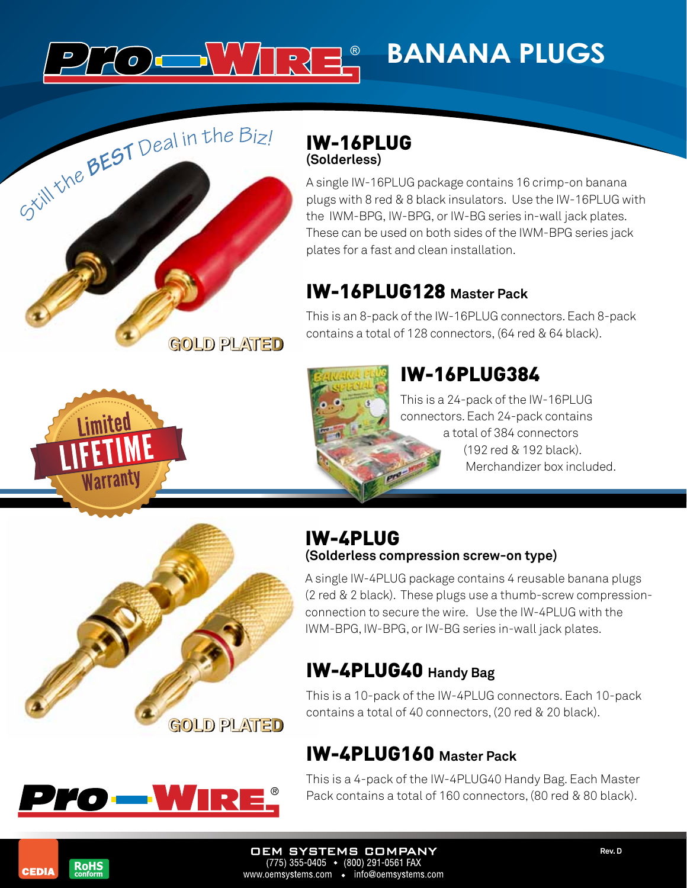# Pro-WIRE® BANANA PLUGS

*Still the BEST Deal in the Biz!*

GOLD PLATED

## IW-16PLUG
**(Solderless)**

A single IW-16PLUG package contains 16 crimp-on banana plugs with 8 red & 8 black insulators. Use the IW-16PLUG with the IWM-BPG, IW-BPG, or IW-BG series in-wall jack plates. These can be used on both sides of the IWM-BPG series jack plates for a fast and clean installation.

## IW-16PLUG128 Master Pack

This is an 8-pack of the IW-16PLUG connectors. Each 8-pack contains a total of 128 connectors, (64 red & 64 black).

Limited LIFETIME Warranty

## IW-16PLUG384

This is a 24-pack of the IW-16PLUG connectors. Each 24-pack contains a total of 384 connectors (192 red & 192 black). Merchandizer box included.

GOLD PLATED

## IW-4PLUG
**(Solderless compression screw-on type)**

A single IW-4PLUG package contains 4 reusable banana plugs (2 red & 2 black). These plugs use a thumb-screw compression-connection to secure the wire. Use the IW-4PLUG with the IWM-BPG, IW-BPG, or IW-BG series in-wall jack plates.

## IW-4PLUG40 Handy Bag

This is a 10-pack of the IW-4PLUG connectors. Each 10-pack contains a total of 40 connectors, (20 red & 20 black).

## IW-4PLUG160 Master Pack

This is a 4-pack of the IW-4PLUG40 Handy Bag. Each Master Pack contains a total of 160 connectors, (80 red & 80 black).

Pro-WIRE®

CEDIA RoHS conform

**OEM SYSTEMS COMPANY**
(775) 355-0405 • (800) 291-0561 FAX
www.oemsystems.com • info@oemsystems.com

Rev. D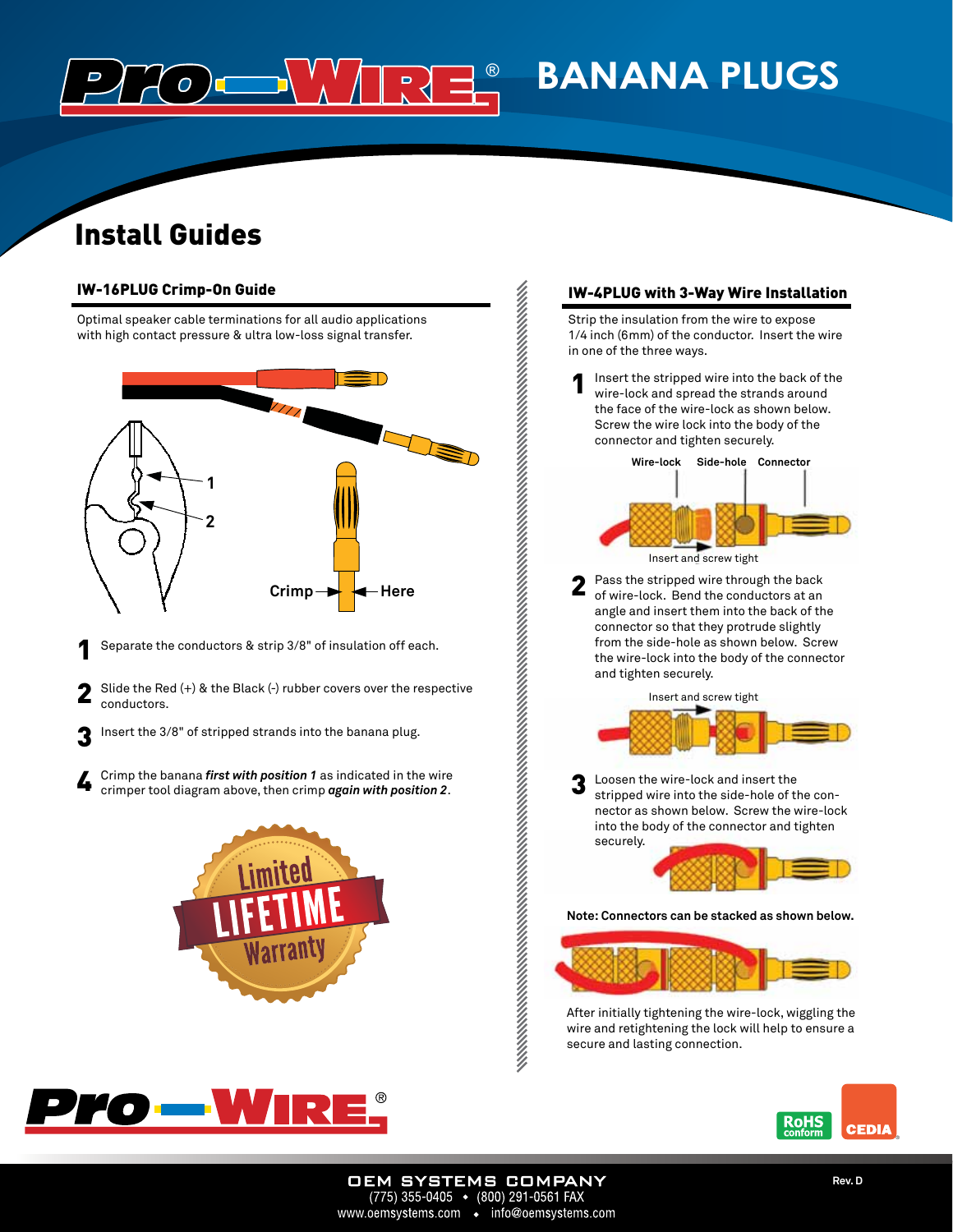# BANANA PLUGS

## Install Guides

### IW-16PLUG Crimp-On Guide

Optimal speaker cable terminations for all audio applications with high contact pressure & ultra low-loss signal transfer.

1

2

Crimp Here

**1** Separate the conductors & strip 3/8" of insulation off each.

**2** Slide the Red (+) & the Black (-) rubber covers over the respective conductors.

**3** Insert the 3/8" of stripped strands into the banana plug.

**4** Crimp the banana ***first with position 1*** as indicated in the wire crimper tool diagram above, then crimp ***again with position 2***.

Limited LIFETIME Warranty

### IW-4PLUG with 3-Way Wire Installation

Strip the insulation from the wire to expose 1/4 inch (6mm) of the conductor. Insert the wire in one of the three ways.

**1** Insert the stripped wire into the back of the wire-lock and spread the strands around the face of the wire-lock as shown below. Screw the wire lock into the body of the connector and tighten securely.

Wire-lock Side-hole Connector

Insert and screw tight

**2** Pass the stripped wire through the back of wire-lock. Bend the conductors at an angle and insert them into the back of the connector so that they protrude slightly from the side-hole as shown below. Screw the wire-lock into the body of the connector and tighten securely.

Insert and screw tight

**3** Loosen the wire-lock and insert the stripped wire into the side-hole of the connector as shown below. Screw the wire-lock into the body of the connector and tighten securely.

**Note: Connectors can be stacked as shown below.**

After initially tightening the wire-lock, wiggling the wire and retightening the lock will help to ensure a secure and lasting connection.

RoHS conform

CEDIA

OEM SYSTEMS COMPANY
(775) 355-0405 • (800) 291-0561 FAX
www.oemsystems.com • info@oemsystems.com

Rev. D